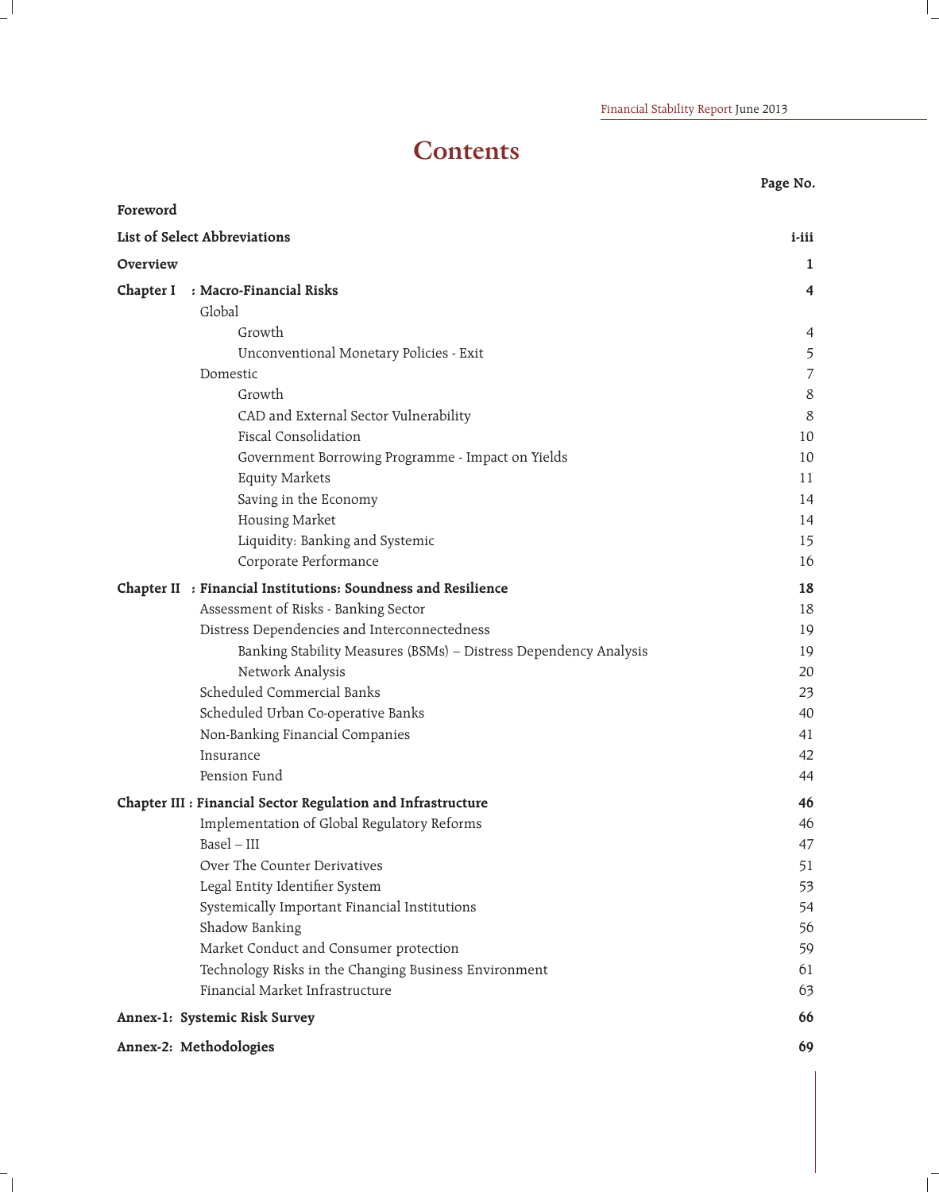# Contents

| | Page No. |
|---|---|
| **Foreword** | |
| **List of Select Abbreviations** | **i-iii** |
| **Overview** | **1** |
| **Chapter I : Macro-Financial Risks** | **4** |
| Global | |
| Growth | 4 |
| Unconventional Monetary Policies - Exit | 5 |
| Domestic | 7 |
| Growth | 8 |
| CAD and External Sector Vulnerability | 8 |
| Fiscal Consolidation | 10 |
| Government Borrowing Programme - Impact on Yields | 10 |
| Equity Markets | 11 |
| Saving in the Economy | 14 |
| Housing Market | 14 |
| Liquidity: Banking and Systemic | 15 |
| Corporate Performance | 16 |
| **Chapter II : Financial Institutions: Soundness and Resilience** | **18** |
| Assessment of Risks - Banking Sector | 18 |
| Distress Dependencies and Interconnectedness | 19 |
| Banking Stability Measures (BSMs) – Distress Dependency Analysis | 19 |
| Network Analysis | 20 |
| Scheduled Commercial Banks | 23 |
| Scheduled Urban Co-operative Banks | 40 |
| Non-Banking Financial Companies | 41 |
| Insurance | 42 |
| Pension Fund | 44 |
| **Chapter III : Financial Sector Regulation and Infrastructure** | **46** |
| Implementation of Global Regulatory Reforms | 46 |
| Basel – III | 47 |
| Over The Counter Derivatives | 51 |
| Legal Entity Identifier System | 53 |
| Systemically Important Financial Institutions | 54 |
| Shadow Banking | 56 |
| Market Conduct and Consumer protection | 59 |
| Technology Risks in the Changing Business Environment | 61 |
| Financial Market Infrastructure | 63 |
| **Annex-1: Systemic Risk Survey** | **66** |
| **Annex-2: Methodologies** | **69** |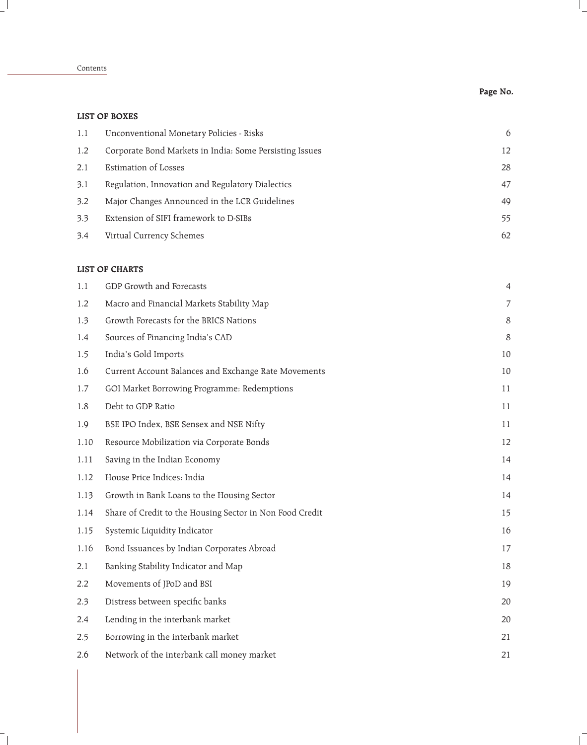**Page No.**

## LIST OF BOXES

| | | |
|---|---|---|
| 1.1 | Unconventional Monetary Policies - Risks | 6 |
| 1.2 | Corporate Bond Markets in India: Some Persisting Issues | 12 |
| 2.1 | Estimation of Losses | 28 |
| 3.1 | Regulation, Innovation and Regulatory Dialectics | 47 |
| 3.2 | Major Changes Announced in the LCR Guidelines | 49 |
| 3.3 | Extension of SIFI framework to D-SIBs | 55 |
| 3.4 | Virtual Currency Schemes | 62 |

## LIST OF CHARTS

| | | |
|---|---|---|
| 1.1 | GDP Growth and Forecasts | 4 |
| 1.2 | Macro and Financial Markets Stability Map | 7 |
| 1.3 | Growth Forecasts for the BRICS Nations | 8 |
| 1.4 | Sources of Financing India's CAD | 8 |
| 1.5 | India's Gold Imports | 10 |
| 1.6 | Current Account Balances and Exchange Rate Movements | 10 |
| 1.7 | GOI Market Borrowing Programme: Redemptions | 11 |
| 1.8 | Debt to GDP Ratio | 11 |
| 1.9 | BSE IPO Index, BSE Sensex and NSE Nifty | 11 |
| 1.10 | Resource Mobilization via Corporate Bonds | 12 |
| 1.11 | Saving in the Indian Economy | 14 |
| 1.12 | House Price Indices: India | 14 |
| 1.13 | Growth in Bank Loans to the Housing Sector | 14 |
| 1.14 | Share of Credit to the Housing Sector in Non Food Credit | 15 |
| 1.15 | Systemic Liquidity Indicator | 16 |
| 1.16 | Bond Issuances by Indian Corporates Abroad | 17 |
| 2.1 | Banking Stability Indicator and Map | 18 |
| 2.2 | Movements of JPoD and BSI | 19 |
| 2.3 | Distress between specific banks | 20 |
| 2.4 | Lending in the interbank market | 20 |
| 2.5 | Borrowing in the interbank market | 21 |
| 2.6 | Network of the interbank call money market | 21 |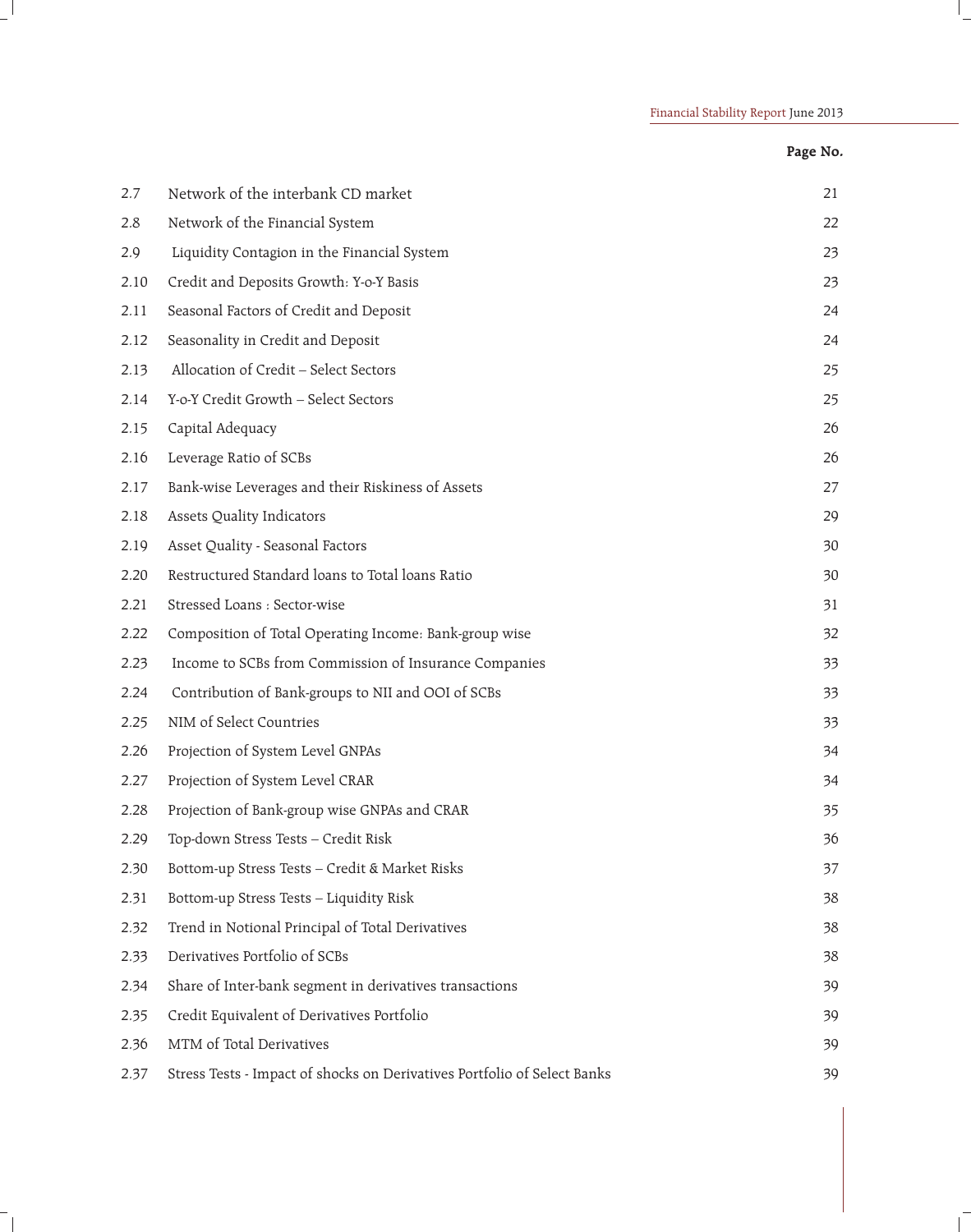| | | Page No. |
|---|---|---|
| 2.7 | Network of the interbank CD market | 21 |
| 2.8 | Network of the Financial System | 22 |
| 2.9 | Liquidity Contagion in the Financial System | 23 |
| 2.10 | Credit and Deposits Growth: Y-o-Y Basis | 23 |
| 2.11 | Seasonal Factors of Credit and Deposit | 24 |
| 2.12 | Seasonality in Credit and Deposit | 24 |
| 2.13 | Allocation of Credit – Select Sectors | 25 |
| 2.14 | Y-o-Y Credit Growth – Select Sectors | 25 |
| 2.15 | Capital Adequacy | 26 |
| 2.16 | Leverage Ratio of SCBs | 26 |
| 2.17 | Bank-wise Leverages and their Riskiness of Assets | 27 |
| 2.18 | Assets Quality Indicators | 29 |
| 2.19 | Asset Quality - Seasonal Factors | 30 |
| 2.20 | Restructured Standard loans to Total loans Ratio | 30 |
| 2.21 | Stressed Loans : Sector-wise | 31 |
| 2.22 | Composition of Total Operating Income: Bank-group wise | 32 |
| 2.23 | Income to SCBs from Commission of Insurance Companies | 33 |
| 2.24 | Contribution of Bank-groups to NII and OOI of SCBs | 33 |
| 2.25 | NIM of Select Countries | 33 |
| 2.26 | Projection of System Level GNPAs | 34 |
| 2.27 | Projection of System Level CRAR | 34 |
| 2.28 | Projection of Bank-group wise GNPAs and CRAR | 35 |
| 2.29 | Top-down Stress Tests – Credit Risk | 36 |
| 2.30 | Bottom-up Stress Tests – Credit & Market Risks | 37 |
| 2.31 | Bottom-up Stress Tests – Liquidity Risk | 38 |
| 2.32 | Trend in Notional Principal of Total Derivatives | 38 |
| 2.33 | Derivatives Portfolio of SCBs | 38 |
| 2.34 | Share of Inter-bank segment in derivatives transactions | 39 |
| 2.35 | Credit Equivalent of Derivatives Portfolio | 39 |
| 2.36 | MTM of Total Derivatives | 39 |
| 2.37 | Stress Tests - Impact of shocks on Derivatives Portfolio of Select Banks | 39 |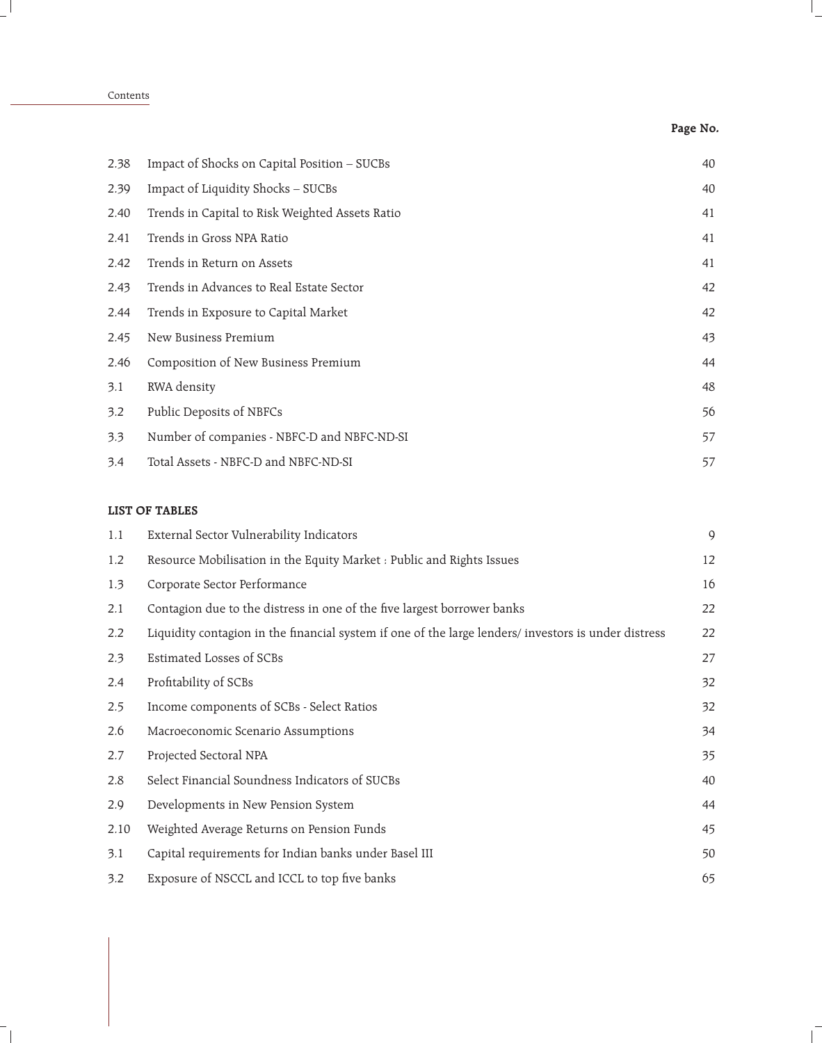| | | Page No. |
|---|---|---|
| 2.38 | Impact of Shocks on Capital Position – SUCBs | 40 |
| 2.39 | Impact of Liquidity Shocks – SUCBs | 40 |
| 2.40 | Trends in Capital to Risk Weighted Assets Ratio | 41 |
| 2.41 | Trends in Gross NPA Ratio | 41 |
| 2.42 | Trends in Return on Assets | 41 |
| 2.43 | Trends in Advances to Real Estate Sector | 42 |
| 2.44 | Trends in Exposure to Capital Market | 42 |
| 2.45 | New Business Premium | 43 |
| 2.46 | Composition of New Business Premium | 44 |
| 3.1 | RWA density | 48 |
| 3.2 | Public Deposits of NBFCs | 56 |
| 3.3 | Number of companies - NBFC-D and NBFC-ND-SI | 57 |
| 3.4 | Total Assets - NBFC-D and NBFC-ND-SI | 57 |

## LIST OF TABLES

| | | |
|---|---|---|
| 1.1 | External Sector Vulnerability Indicators | 9 |
| 1.2 | Resource Mobilisation in the Equity Market : Public and Rights Issues | 12 |
| 1.3 | Corporate Sector Performance | 16 |
| 2.1 | Contagion due to the distress in one of the five largest borrower banks | 22 |
| 2.2 | Liquidity contagion in the financial system if one of the large lenders/ investors is under distress | 22 |
| 2.3 | Estimated Losses of SCBs | 27 |
| 2.4 | Profitability of SCBs | 32 |
| 2.5 | Income components of SCBs - Select Ratios | 32 |
| 2.6 | Macroeconomic Scenario Assumptions | 34 |
| 2.7 | Projected Sectoral NPA | 35 |
| 2.8 | Select Financial Soundness Indicators of SUCBs | 40 |
| 2.9 | Developments in New Pension System | 44 |
| 2.10 | Weighted Average Returns on Pension Funds | 45 |
| 3.1 | Capital requirements for Indian banks under Basel III | 50 |
| 3.2 | Exposure of NSCCL and ICCL to top five banks | 65 |